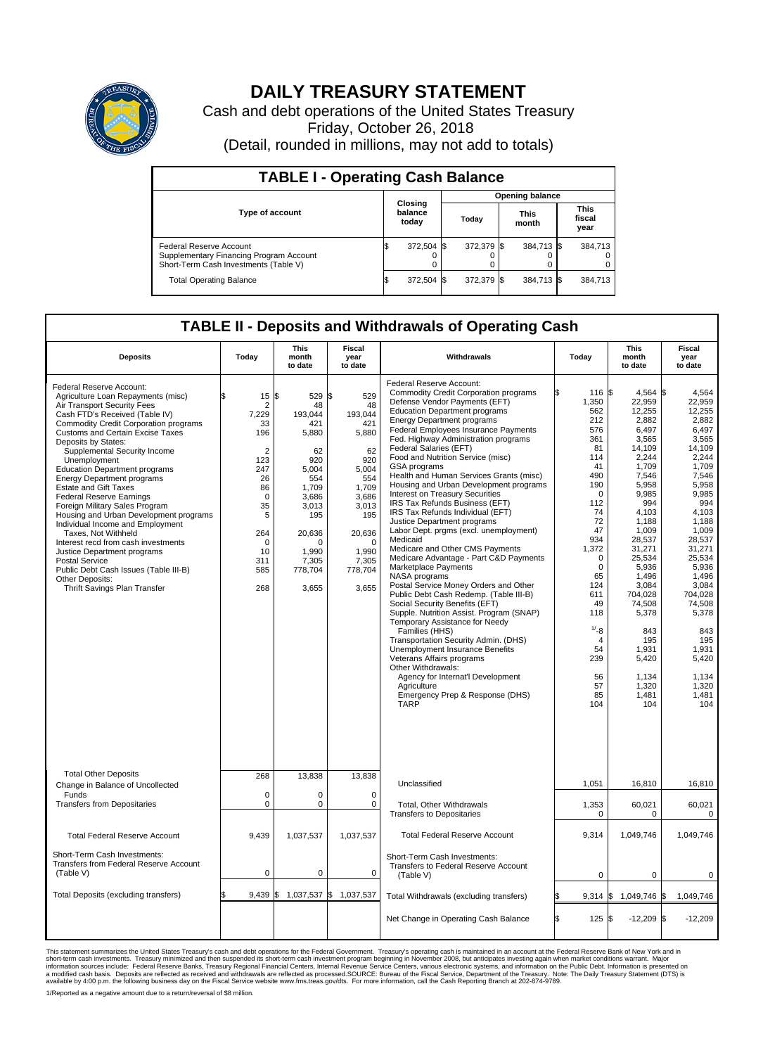# DAILY TREASURY STATEMENT

Cash and debt operations of the United States Treasury

Friday, October 26, 2018

(Detail, rounded in millions, may not add to totals)

## TABLE I - Operating Cash Balance

| Type of account | Closing balance today | Opening balance Today | Opening balance This month | Opening balance This fiscal year |
|---|---|---|---|---|
| Federal Reserve Account | $ 372,504 | $ 372,379 | $ 384,713 | $ 384,713 |
| Supplementary Financing Program Account | 0 | 0 | 0 | 0 |
| Short-Term Cash Investments (Table V) | 0 | 0 | 0 | 0 |
| Total Operating Balance | $ 372,504 | $ 372,379 | $ 384,713 | $ 384,713 |

## TABLE II - Deposits and Withdrawals of Operating Cash

| Deposits | Today | This month to date | Fiscal year to date |
|---|---|---|---|
| Federal Reserve Account: | | | |
| Agriculture Loan Repayments (misc) | $ 15 | $ 529 | $ 529 |
| Air Transport Security Fees | 2 | 48 | 48 |
| Cash FTD's Received (Table IV) | 7,229 | 193,044 | 193,044 |
| Commodity Credit Corporation programs | 33 | 421 | 421 |
| Customs and Certain Excise Taxes | 196 | 5,880 | 5,880 |
| Deposits by States: | | | |
| Supplemental Security Income | 2 | 62 | 62 |
| Unemployment | 123 | 920 | 920 |
| Education Department programs | 247 | 5,004 | 5,004 |
| Energy Department programs | 26 | 554 | 554 |
| Estate and Gift Taxes | 86 | 1,709 | 1,709 |
| Federal Reserve Earnings | 0 | 3,686 | 3,686 |
| Foreign Military Sales Program | 35 | 3,013 | 3,013 |
| Housing and Urban Development programs | 5 | 195 | 195 |
| Individual Income and Employment Taxes, Not Withheld | 264 | 20,636 | 20,636 |
| Interest recd from cash investments | 0 | 0 | 0 |
| Justice Department programs | 10 | 1,990 | 1,990 |
| Postal Service | 311 | 7,305 | 7,305 |
| Public Debt Cash Issues (Table III-B) | 585 | 778,704 | 778,704 |
| Other Deposits: | | | |
| Thrift Savings Plan Transfer | 268 | 3,655 | 3,655 |
| Total Other Deposits | 268 | 13,838 | 13,838 |
| Change in Balance of Uncollected Funds | 0 | 0 | 0 |
| Transfers from Depositaries | 0 | 0 | 0 |
| Total Federal Reserve Account | 9,439 | 1,037,537 | 1,037,537 |
| Short-Term Cash Investments: Transfers from Federal Reserve Account (Table V) | 0 | 0 | 0 |
| Total Deposits (excluding transfers) | $ 9,439 | $ 1,037,537 | $ 1,037,537 |

| Withdrawals | Today | This month to date | Fiscal year to date |
|---|---|---|---|
| Federal Reserve Account: | | | |
| Commodity Credit Corporation programs | $ 116 | $ 4,564 | $ 4,564 |
| Defense Vendor Payments (EFT) | 1,350 | 22,959 | 22,959 |
| Education Department programs | 562 | 12,255 | 12,255 |
| Energy Department programs | 212 | 2,882 | 2,882 |
| Federal Employees Insurance Payments | 576 | 6,497 | 6,497 |
| Fed. Highway Administration programs | 361 | 3,565 | 3,565 |
| Federal Salaries (EFT) | 81 | 14,109 | 14,109 |
| Food and Nutrition Service (misc) | 114 | 2,244 | 2,244 |
| GSA programs | 41 | 1,709 | 1,709 |
| Health and Human Services Grants (misc) | 490 | 7,546 | 7,546 |
| Housing and Urban Development programs | 190 | 5,958 | 5,958 |
| Interest on Treasury Securities | 0 | 9,985 | 9,985 |
| IRS Tax Refunds Business (EFT) | 112 | 994 | 994 |
| IRS Tax Refunds Individual (EFT) | 74 | 4,103 | 4,103 |
| Justice Department programs | 72 | 1,188 | 1,188 |
| Labor Dept. prgms (excl. unemployment) | 47 | 1,009 | 1,009 |
| Medicaid | 934 | 28,537 | 28,537 |
| Medicare and Other CMS Payments | 1,372 | 31,271 | 31,271 |
| Medicare Advantage - Part C&D Payments | 0 | 25,534 | 25,534 |
| Marketplace Payments | 0 | 5,936 | 5,936 |
| NASA programs | 65 | 1,496 | 1,496 |
| Postal Service Money Orders and Other | 124 | 3,084 | 3,084 |
| Public Debt Cash Redemp. (Table III-B) | 611 | 704,028 | 704,028 |
| Social Security Benefits (EFT) | 49 | 74,508 | 74,508 |
| Supple. Nutrition Assist. Program (SNAP) | 118 | 5,378 | 5,378 |
| Temporary Assistance for Needy Families (HHS) | [1] -8 | 843 | 843 |
| Transportation Security Admin. (DHS) | 4 | 195 | 195 |
| Unemployment Insurance Benefits | 54 | 1,931 | 1,931 |
| Veterans Affairs programs | 239 | 5,420 | 5,420 |
| Other Withdrawals: | | | |
| Agency for Internat'l Development | 56 | 1,134 | 1,134 |
| Agriculture | 57 | 1,320 | 1,320 |
| Emergency Prep & Response (DHS) | 85 | 1,481 | 1,481 |
| TARP | 104 | 104 | 104 |
| Unclassified | 1,051 | 16,810 | 16,810 |
| Total, Other Withdrawals | 1,353 | 60,021 | 60,021 |
| Transfers to Depositaries | 0 | 0 | 0 |
| Total Federal Reserve Account | 9,314 | 1,049,746 | 1,049,746 |
| Short-Term Cash Investments: Transfers to Federal Reserve Account (Table V) | 0 | 0 | 0 |
| Total Withdrawals (excluding transfers) | $ 9,314 | $ 1,049,746 | $ 1,049,746 |
| Net Change in Operating Cash Balance | $ 125 | $ -12,209 | $ -12,209 |

This statement summarizes the United States Treasury's cash and debt operations for the Federal Government. Treasury's operating cash is maintained in an account at the Federal Reserve Bank of New York and in short-term cash investments. Treasury minimized and then suspended its short-term cash investment program beginning in November 2008, but anticipates investing again when market conditions warrant. Major information sources include: Federal Reserve Banks, Treasury Regional Financial Centers, Internal Revenue Service Centers, various electronic systems, and information on the Public Debt. Information is presented on a modified cash basis. Deposits are reflected as received and withdrawals are reflected as processed.SOURCE: Bureau of the Fiscal Service, Department of the Treasury. Note: The Daily Treasury Statement (DTS) is available by 4:00 p.m. the following business day on the Fiscal Service website www.fms.treas.gov/dts. For more information, call the Cash Reporting Branch at 202-874-9789.

1/Reported as a negative amount due to a return/reversal of $8 million.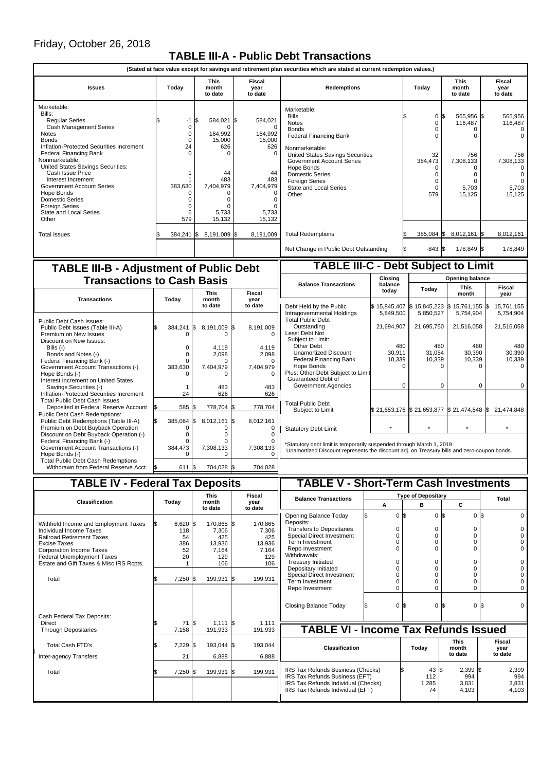Friday, October 26, 2018

# TABLE III-A - Public Debt Transactions

(Stated at face value except for savings and retirement plan securities which are stated at current redemption values.)

| Issues | Today | This month to date | Fiscal year to date |
|---|---|---|---|
| Marketable: | | | |
| Bills: | | | |
| Regular Series | $ -1 | $ 584,021 | $ 584,021 |
| Cash Management Series | 0 | 0 | 0 |
| Notes | 0 | 164,992 | 164,992 |
| Bonds | 0 | 15,000 | 15,000 |
| Inflation-Protected Securities Increment | 24 | 626 | 626 |
| Federal Financing Bank | 0 | 0 | 0 |
| Nonmarketable: | | | |
| United States Savings Securities: | | | |
| Cash Issue Price | 1 | 44 | 44 |
| Interest Increment | 1 | 483 | 483 |
| Government Account Series | 383,630 | 7,404,979 | 7,404,979 |
| Hope Bonds | 0 | 0 | 0 |
| Domestic Series | 0 | 0 | 0 |
| Foreign Series | 0 | 0 | 0 |
| State and Local Series | 6 | 5,733 | 5,733 |
| Other | 579 | 15,132 | 15,132 |
| Total Issues | $ 384,241 | $ 8,191,009 | $ 8,191,009 |

| Redemptions | Today | This month to date | Fiscal year to date |
|---|---|---|---|
| Marketable: | | | |
| Bills | $ 0 | $ 565,956 | $ 565,956 |
| Notes | 0 | 116,487 | 116,487 |
| Bonds | 0 | 0 | 0 |
| Federal Financing Bank | 0 | 0 | 0 |
| Nonmarketable: | | | |
| United States Savings Securities | 32 | 756 | 756 |
| Government Account Series | 384,473 | 7,308,133 | 7,308,133 |
| Hope Bonds | 0 | 0 | 0 |
| Domestic Series | 0 | 0 | 0 |
| Foreign Series | 0 | 0 | 0 |
| State and Local Series | 0 | 5,703 | 5,703 |
| Other | 579 | 15,125 | 15,125 |
| Total Redemptions | $ 385,084 | $ 8,012,161 | $ 8,012,161 |
| Net Change in Public Debt Outstanding | $ -843 | $ 178,849 | $ 178,849 |

# TABLE III-B - Adjustment of Public Debt Transactions to Cash Basis

| Transactions | Today | This month to date | Fiscal year to date |
|---|---|---|---|
| Public Debt Cash Issues: | | | |
| Public Debt Issues (Table III-A) | $ 384,241 | $ 8,191,009 | $ 8,191,009 |
| Premium on New Issues | 0 | 0 | 0 |
| Discount on New Issues: | | | |
| Bills (-) | 0 | 4,119 | 4,119 |
| Bonds and Notes (-) | 0 | 2,098 | 2,098 |
| Federal Financing Bank (-) | 0 | 0 | 0 |
| Government Account Transactions (-) | 383,630 | 7,404,979 | 7,404,979 |
| Hope Bonds (-) | 0 | 0 | 0 |
| Interest Increment on United States Savings Securities (-) | 1 | 483 | 483 |
| Inflation-Protected Securities Increment | 24 | 626 | 626 |
| Total Public Debt Cash Issues Deposited in Federal Reserve Account | $ 585 | $ 778,704 | $ 778,704 |
| Public Debt Cash Redemptions: | | | |
| Public Debt Redemptions (Table III-A) | $ 385,084 | $ 8,012,161 | $ 8,012,161 |
| Premium on Debt Buyback Operation | 0 | 0 | 0 |
| Discount on Debt Buyback Operation (-) | 0 | 0 | 0 |
| Federal Financing Bank (-) | 0 | 0 | 0 |
| Government Account Transactions (-) | 384,473 | 7,308,133 | 7,308,133 |
| Hope Bonds (-) | 0 | 0 | 0 |
| Total Public Debt Cash Redemptions Withdrawn from Federal Reserve Acct. | $ 611 | $ 704,028 | $ 704,028 |

# TABLE III-C - Debt Subject to Limit

| Balance Transactions | Closing balance today | Opening balance Today | Opening balance This month | Opening balance Fiscal year |
|---|---|---|---|---|
| Debt Held by the Public | $ 15,845,407 | $ 15,845,223 | $ 15,761,155 | $ 15,761,155 |
| Intragovernmental Holdings | 5,849,500 | 5,850,527 | 5,754,904 | 5,754,904 |
| Total Public Debt Outstanding | 21,694,907 | 21,695,750 | 21,516,058 | 21,516,058 |
| Less: Debt Not Subject to Limit: | | | | |
| Other Debt | 480 | 480 | 480 | 480 |
| Unamortized Discount | 30,911 | 31,054 | 30,390 | 30,390 |
| Federal Financing Bank | 10,339 | 10,339 | 10,339 | 10,339 |
| Hope Bonds | 0 | 0 | 0 | 0 |
| Plus: Other Debt Subject to Limit | | | | |
| Guaranteed Debt of Government Agencies | 0 | 0 | 0 | 0 |
| Total Public Debt Subject to Limit | $ 21,653,176 | $ 21,653,877 | $ 21,474,848 | $ 21,474,848 |
| Statutory Debt Limit | * | * | * | * |

*Statutory debt limit is temporarily suspended through March 1, 2019

Unamortized Discount represents the discount adj. on Treasury bills and zero-coupon bonds.

# TABLE IV - Federal Tax Deposits

| Classification | Today | This month to date | Fiscal year to date |
|---|---|---|---|
| Withheld Income and Employment Taxes | $ 6,620 | $ 170,865 | $ 170,865 |
| Individual Income Taxes | 118 | 7,306 | 7,306 |
| Railroad Retirement Taxes | 54 | 425 | 425 |
| Excise Taxes | 386 | 13,936 | 13,936 |
| Corporation Income Taxes | 52 | 7,164 | 7,164 |
| Federal Unemployment Taxes | 20 | 129 | 129 |
| Estate and Gift Taxes & Misc IRS Rcpts. | 1 | 106 | 106 |
| Total | $ 7,250 | $ 199,931 | $ 199,931 |
| Cash Federal Tax Deposits: | | | |
| Direct | $ 71 | $ 1,111 | $ 1,111 |
| Through Depositaries | 7,158 | 191,933 | 191,933 |
| Total Cash FTD's | $ 7,229 | $ 193,044 | $ 193,044 |
| Inter-agency Transfers | 21 | 6,888 | 6,888 |
| Total | $ 7,250 | $ 199,931 | $ 199,931 |

# TABLE V - Short-Term Cash Investments

| Balance Transactions | Type of Depositary A | Type of Depositary B | Type of Depositary C | Total |
|---|---|---|---|---|
| Opening Balance Today | $ 0 | $ 0 | $ 0 | $ 0 |
| Deposits: | | | | |
| Transfers to Depositaries | 0 | 0 | 0 | 0 |
| Special Direct Investment | 0 | 0 | 0 | 0 |
| Term Investment | 0 | 0 | 0 | 0 |
| Repo Investment | 0 | 0 | 0 | 0 |
| Withdrawals: | | | | |
| Treasury Initiated | 0 | 0 | 0 | 0 |
| Depositary Initiated | 0 | 0 | 0 | 0 |
| Special Direct Investment | 0 | 0 | 0 | 0 |
| Term Investment | 0 | 0 | 0 | 0 |
| Repo Investment | 0 | 0 | 0 | 0 |
| Closing Balance Today | $ 0 | $ 0 | $ 0 | $ 0 |

# TABLE VI - Income Tax Refunds Issued

| Classification | Today | This month to date | Fiscal year to date |
|---|---|---|---|
| IRS Tax Refunds Business (Checks) | $ 43 | $ 2,399 | $ 2,399 |
| IRS Tax Refunds Business (EFT) | 112 | 994 | 994 |
| IRS Tax Refunds Individual (Checks) | 1,285 | 3,831 | 3,831 |
| IRS Tax Refunds Individual (EFT) | 74 | 4,103 | 4,103 |